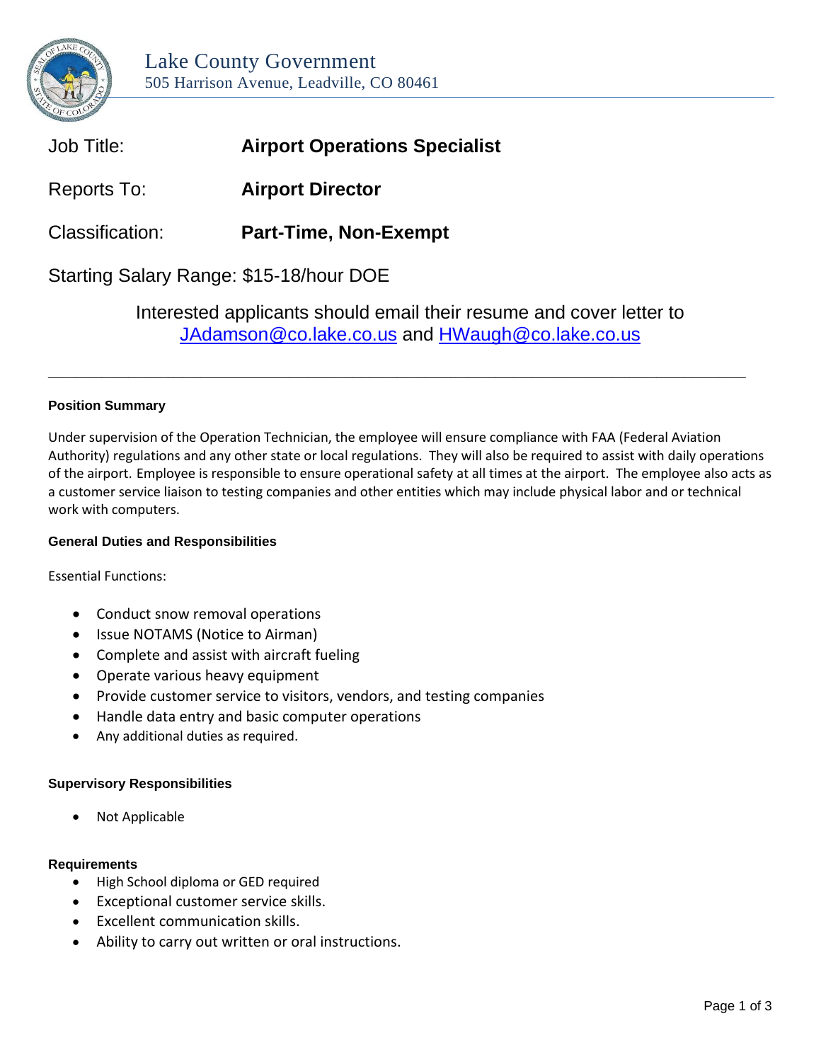# Lake County Government

505 Harrison Avenue, Leadville, CO 80461

Job Title: **Airport Operations Specialist**

Reports To: **Airport Director**

Classification: **Part-Time, Non-Exempt**

Starting Salary Range: $15-18/hour DOE

Interested applicants should email their resume and cover letter to JAdamson@co.lake.co.us and HWaugh@co.lake.co.us

---

### Position Summary

Under supervision of the Operation Technician, the employee will ensure compliance with FAA (Federal Aviation Authority) regulations and any other state or local regulations. They will also be required to assist with daily operations of the airport. Employee is responsible to ensure operational safety at all times at the airport. The employee also acts as a customer service liaison to testing companies and other entities which may include physical labor and or technical work with computers.

### General Duties and Responsibilities

Essential Functions:

- Conduct snow removal operations
- Issue NOTAMS (Notice to Airman)
- Complete and assist with aircraft fueling
- Operate various heavy equipment
- Provide customer service to visitors, vendors, and testing companies
- Handle data entry and basic computer operations
- Any additional duties as required.

### Supervisory Responsibilities

- Not Applicable

### Requirements

- High School diploma or GED required
- Exceptional customer service skills.
- Excellent communication skills.
- Ability to carry out written or oral instructions.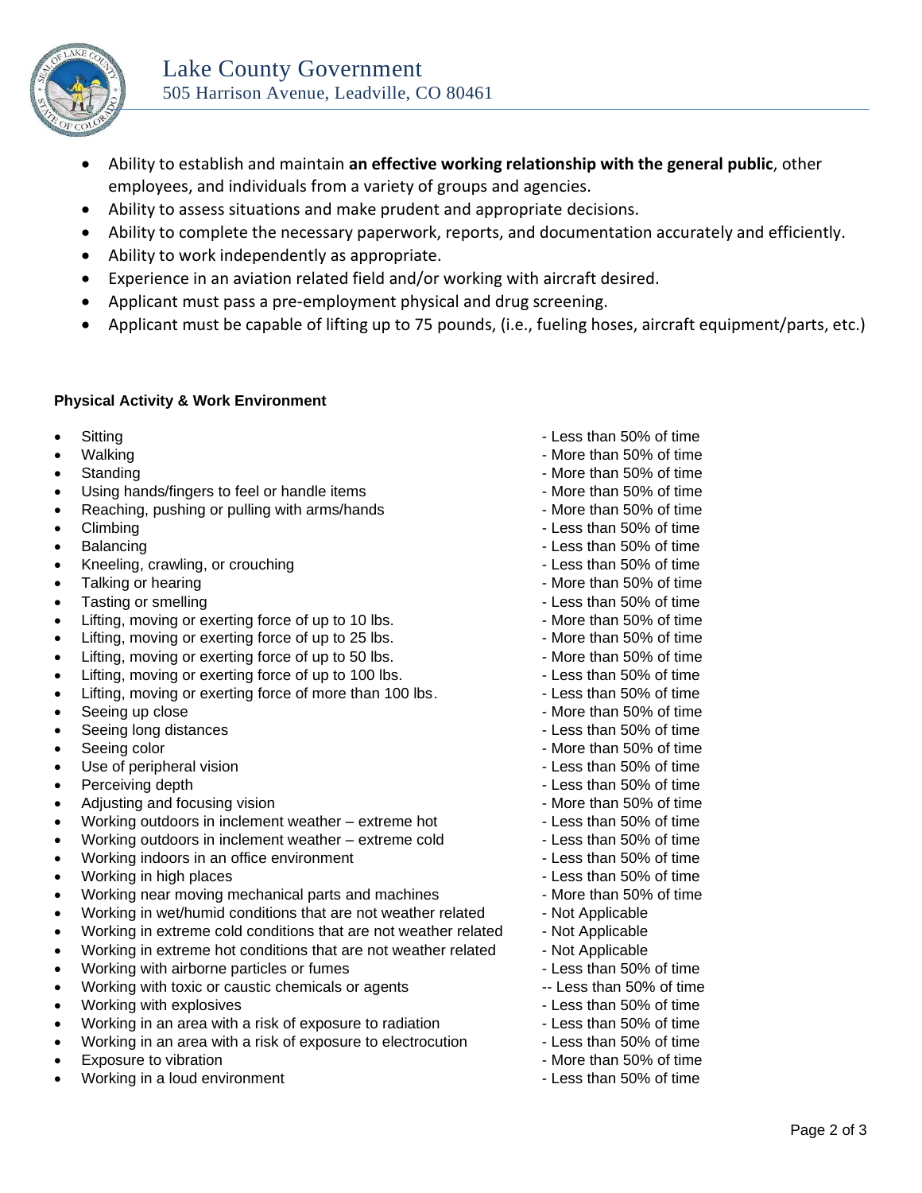- Ability to establish and maintain **an effective working relationship with the general public**, other employees, and individuals from a variety of groups and agencies.
- Ability to assess situations and make prudent and appropriate decisions.
- Ability to complete the necessary paperwork, reports, and documentation accurately and efficiently.
- Ability to work independently as appropriate.
- Experience in an aviation related field and/or working with aircraft desired.
- Applicant must pass a pre-employment physical and drug screening.
- Applicant must be capable of lifting up to 75 pounds, (i.e., fueling hoses, aircraft equipment/parts, etc.)

**Physical Activity & Work Environment**

- Sitting - Less than 50% of time
- Walking - More than 50% of time
- Standing - More than 50% of time
- Using hands/fingers to feel or handle items - More than 50% of time
- Reaching, pushing or pulling with arms/hands - More than 50% of time
- Climbing - Less than 50% of time
- Balancing - Less than 50% of time
- Kneeling, crawling, or crouching - Less than 50% of time
- Talking or hearing - More than 50% of time
- Tasting or smelling - Less than 50% of time
- Lifting, moving or exerting force of up to 10 lbs. - More than 50% of time
- Lifting, moving or exerting force of up to 25 lbs. - More than 50% of time
- Lifting, moving or exerting force of up to 50 lbs. - More than 50% of time
- Lifting, moving or exerting force of up to 100 lbs. - Less than 50% of time
- Lifting, moving or exerting force of more than 100 lbs. - Less than 50% of time
- Seeing up close - More than 50% of time
- Seeing long distances - Less than 50% of time
- Seeing color - More than 50% of time
- Use of peripheral vision - Less than 50% of time
- Perceiving depth - Less than 50% of time
- Adjusting and focusing vision - More than 50% of time
- Working outdoors in inclement weather – extreme hot - Less than 50% of time
- Working outdoors in inclement weather – extreme cold - Less than 50% of time
- Working indoors in an office environment - Less than 50% of time
- Working in high places - Less than 50% of time
- Working near moving mechanical parts and machines - More than 50% of time
- Working in wet/humid conditions that are not weather related - Not Applicable
- Working in extreme cold conditions that are not weather related - Not Applicable
- Working in extreme hot conditions that are not weather related - Not Applicable
- Working with airborne particles or fumes - Less than 50% of time
- Working with toxic or caustic chemicals or agents -- Less than 50% of time
- Working with explosives - Less than 50% of time
- Working in an area with a risk of exposure to radiation - Less than 50% of time
- Working in an area with a risk of exposure to electrocution - Less than 50% of time
- Exposure to vibration - More than 50% of time
- Working in a loud environment - Less than 50% of time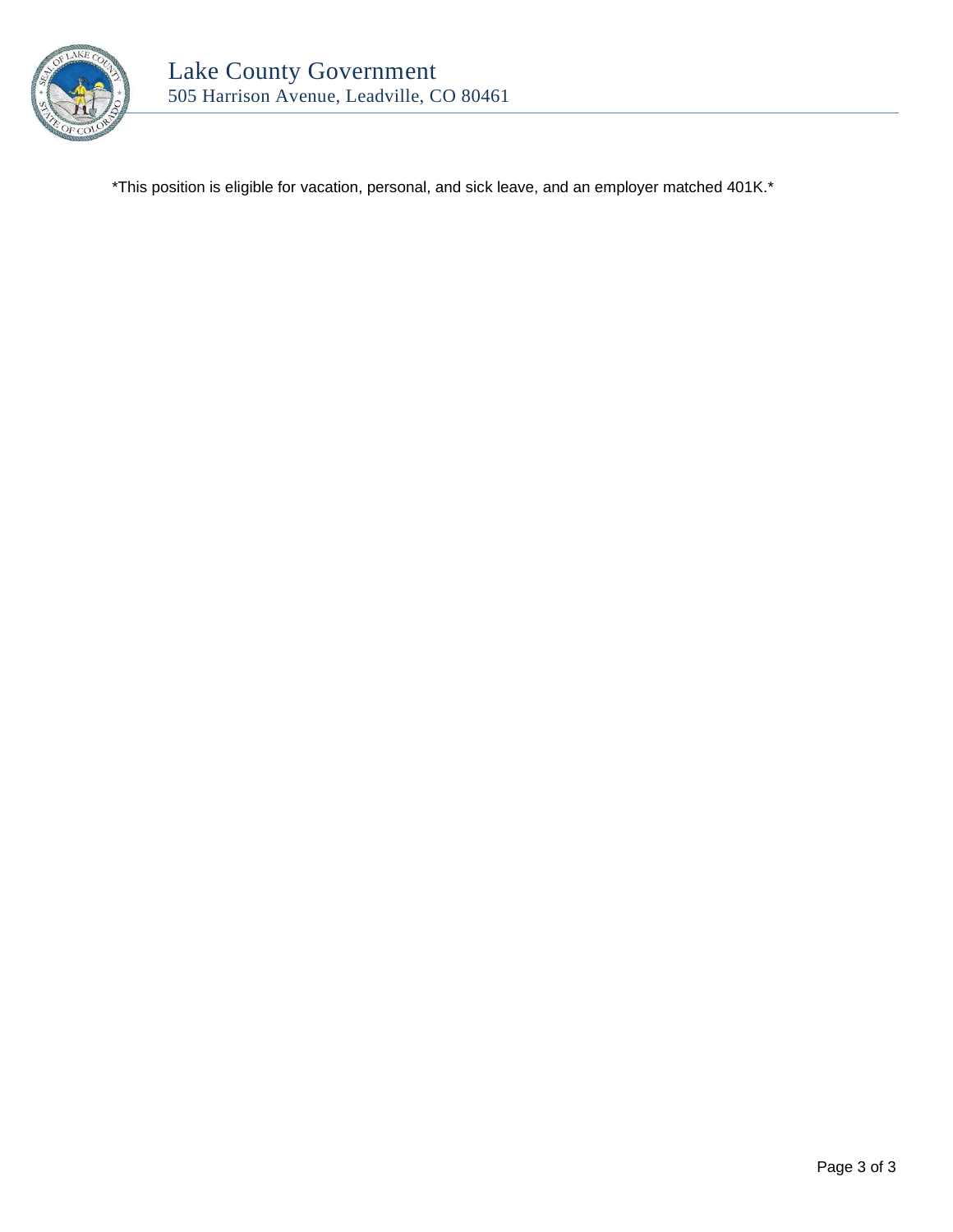*This position is eligible for vacation, personal, and sick leave, and an employer matched 401K.*